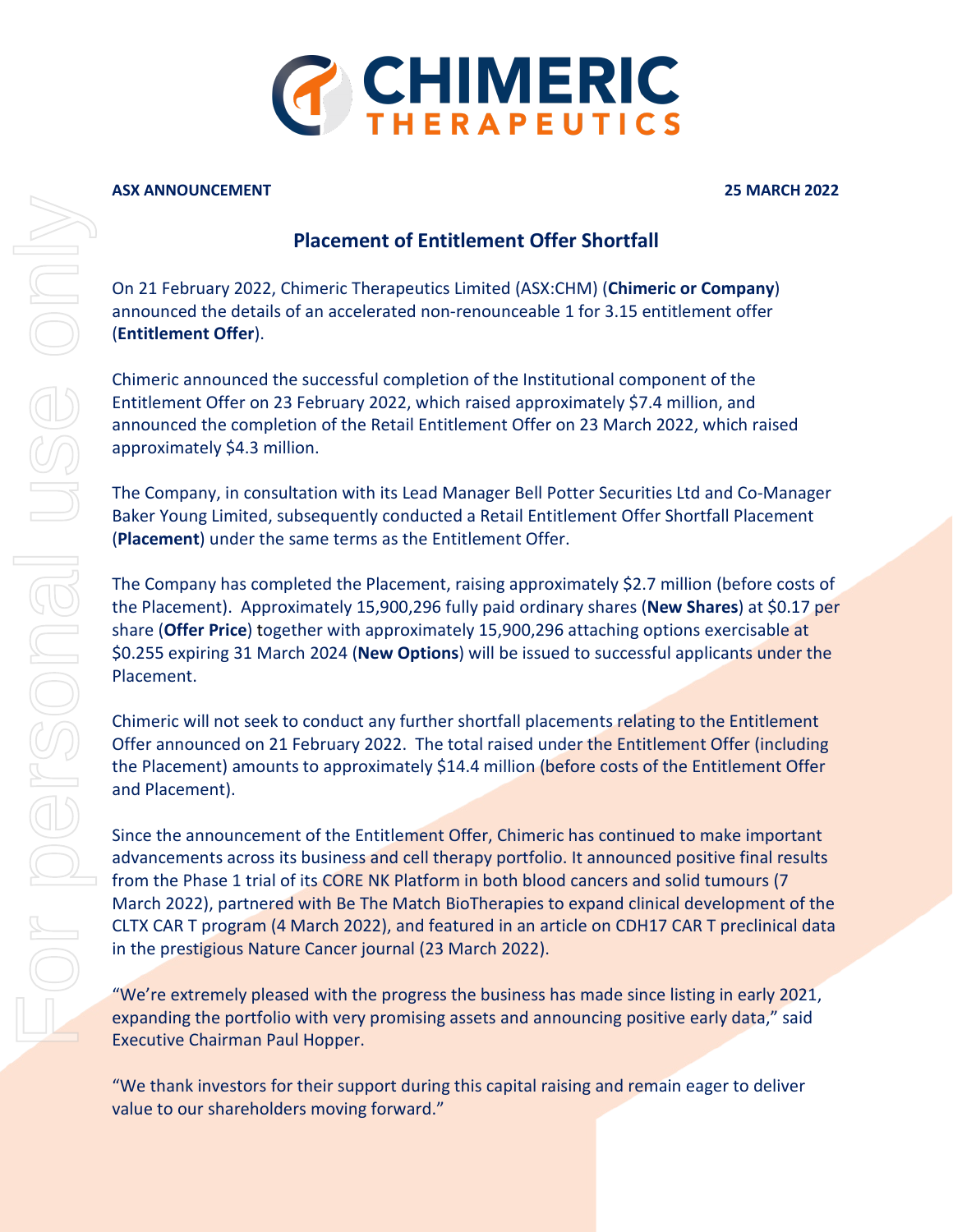**ASX ANNOUNCEMENT** **25 MARCH 2022**

## Placement of Entitlement Offer Shortfall

On 21 February 2022, Chimeric Therapeutics Limited (ASX:CHM) (**Chimeric or Company**) announced the details of an accelerated non-renounceable 1 for 3.15 entitlement offer (**Entitlement Offer**).

Chimeric announced the successful completion of the Institutional component of the Entitlement Offer on 23 February 2022, which raised approximately $7.4 million, and announced the completion of the Retail Entitlement Offer on 23 March 2022, which raised approximately $4.3 million.

The Company, in consultation with its Lead Manager Bell Potter Securities Ltd and Co-Manager Baker Young Limited, subsequently conducted a Retail Entitlement Offer Shortfall Placement (**Placement**) under the same terms as the Entitlement Offer.

The Company has completed the Placement, raising approximately $2.7 million (before costs of the Placement). Approximately 15,900,296 fully paid ordinary shares (**New Shares**) at $0.17 per share (**Offer Price**) together with approximately 15,900,296 attaching options exercisable at $0.255 expiring 31 March 2024 (**New Options**) will be issued to successful applicants under the Placement.

Chimeric will not seek to conduct any further shortfall placements relating to the Entitlement Offer announced on 21 February 2022. The total raised under the Entitlement Offer (including the Placement) amounts to approximately $14.4 million (before costs of the Entitlement Offer and Placement).

Since the announcement of the Entitlement Offer, Chimeric has continued to make important advancements across its business and cell therapy portfolio. It announced positive final results from the Phase 1 trial of its CORE NK Platform in both blood cancers and solid tumours (7 March 2022), partnered with Be The Match BioTherapies to expand clinical development of the CLTX CAR T program (4 March 2022), and featured in an article on CDH17 CAR T preclinical data in the prestigious Nature Cancer journal (23 March 2022).

"We're extremely pleased with the progress the business has made since listing in early 2021, expanding the portfolio with very promising assets and announcing positive early data," said Executive Chairman Paul Hopper.

"We thank investors for their support during this capital raising and remain eager to deliver value to our shareholders moving forward."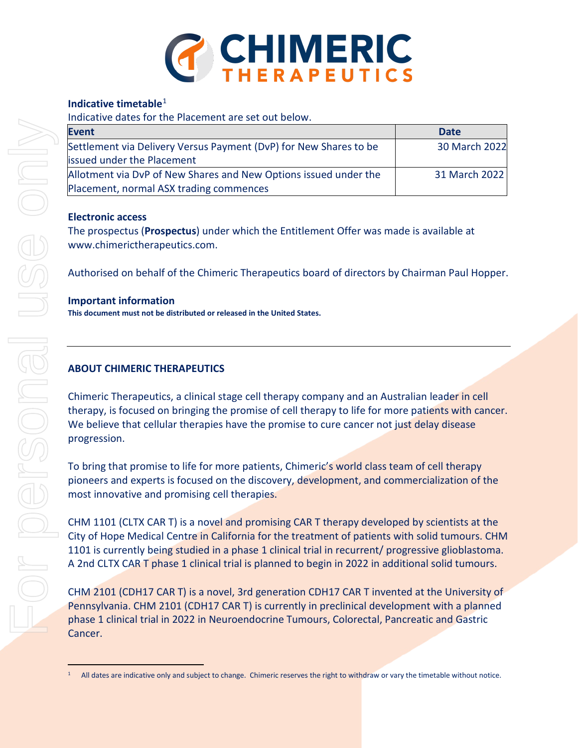**Indicative timetable**[1]

Indicative dates for the Placement are set out below.

| Event | Date |
|---|---|
| Settlement via Delivery Versus Payment (DvP) for New Shares to be issued under the Placement | 30 March 2022 |
| Allotment via DvP of New Shares and New Options issued under the Placement, normal ASX trading commences | 31 March 2022 |

**Electronic access**

The prospectus (**Prospectus**) under which the Entitlement Offer was made is available at www.chimerictherapeutics.com.

Authorised on behalf of the Chimeric Therapeutics board of directors by Chairman Paul Hopper.

**Important information**

**This document must not be distributed or released in the United States.**

---

**ABOUT CHIMERIC THERAPEUTICS**

Chimeric Therapeutics, a clinical stage cell therapy company and an Australian leader in cell therapy, is focused on bringing the promise of cell therapy to life for more patients with cancer. We believe that cellular therapies have the promise to cure cancer not just delay disease progression.

To bring that promise to life for more patients, Chimeric's world class team of cell therapy pioneers and experts is focused on the discovery, development, and commercialization of the most innovative and promising cell therapies.

CHM 1101 (CLTX CAR T) is a novel and promising CAR T therapy developed by scientists at the City of Hope Medical Centre in California for the treatment of patients with solid tumours. CHM 1101 is currently being studied in a phase 1 clinical trial in recurrent/ progressive glioblastoma. A 2nd CLTX CAR T phase 1 clinical trial is planned to begin in 2022 in additional solid tumours.

CHM 2101 (CDH17 CAR T) is a novel, 3rd generation CDH17 CAR T invented at the University of Pennsylvania. CHM 2101 (CDH17 CAR T) is currently in preclinical development with a planned phase 1 clinical trial in 2022 in Neuroendocrine Tumours, Colorectal, Pancreatic and Gastric Cancer.

[1] All dates are indicative only and subject to change. Chimeric reserves the right to withdraw or vary the timetable without notice.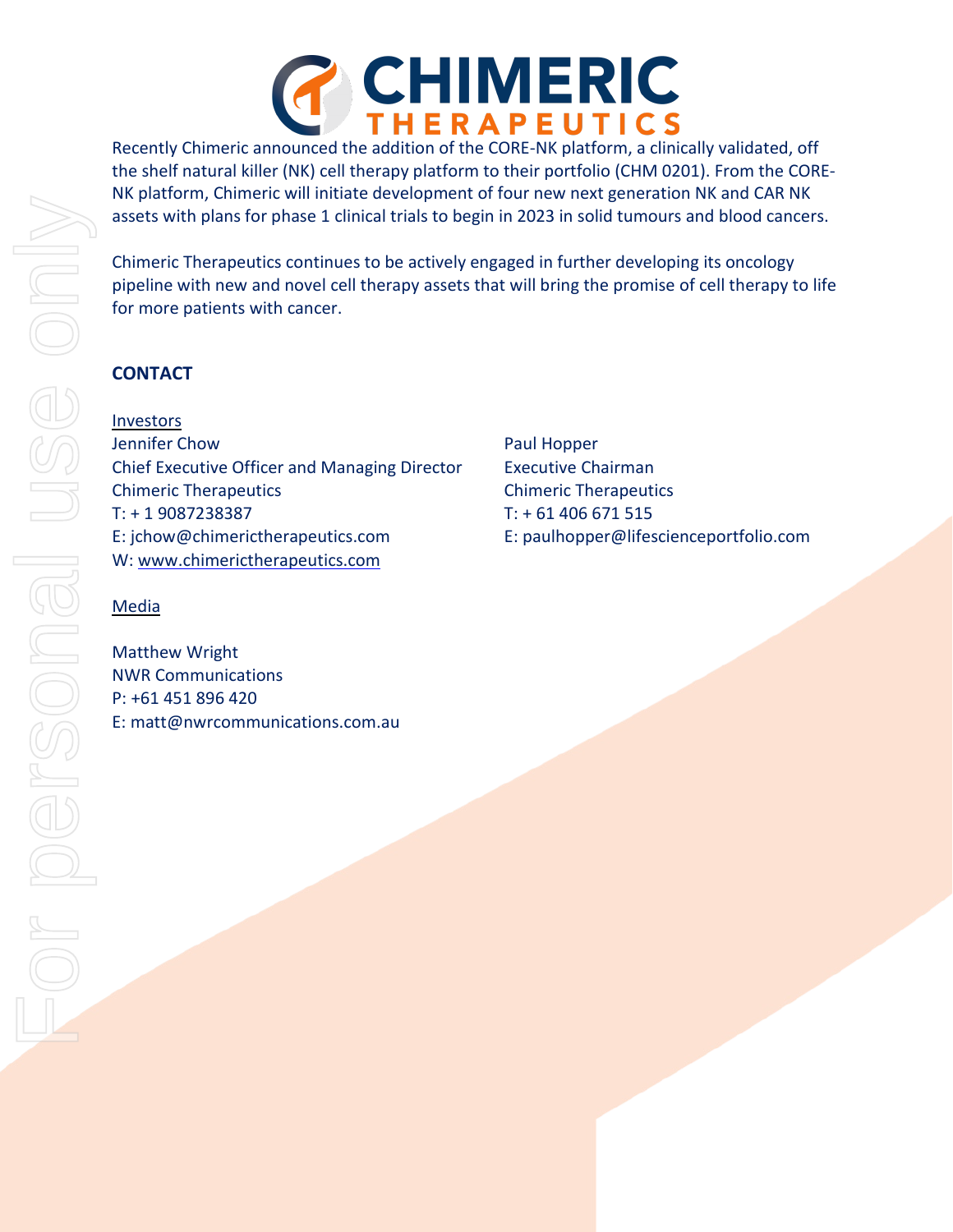Recently Chimeric announced the addition of the CORE-NK platform, a clinically validated, off the shelf natural killer (NK) cell therapy platform to their portfolio (CHM 0201). From the CORE-NK platform, Chimeric will initiate development of four new next generation NK and CAR NK assets with plans for phase 1 clinical trials to begin in 2023 in solid tumours and blood cancers.

Chimeric Therapeutics continues to be actively engaged in further developing its oncology pipeline with new and novel cell therapy assets that will bring the promise of cell therapy to life for more patients with cancer.

**CONTACT**

Investors

Jennifer Chow
Chief Executive Officer and Managing Director
Chimeric Therapeutics
T: + 1 9087238387
E: jchow@chimerictherapeutics.com
W: www.chimerictherapeutics.com

Paul Hopper
Executive Chairman
Chimeric Therapeutics
T: + 61 406 671 515
E: paulhopper@lifescienceportfolio.com

Media

Matthew Wright
NWR Communications
P: +61 451 896 420
E: matt@nwrcommunications.com.au